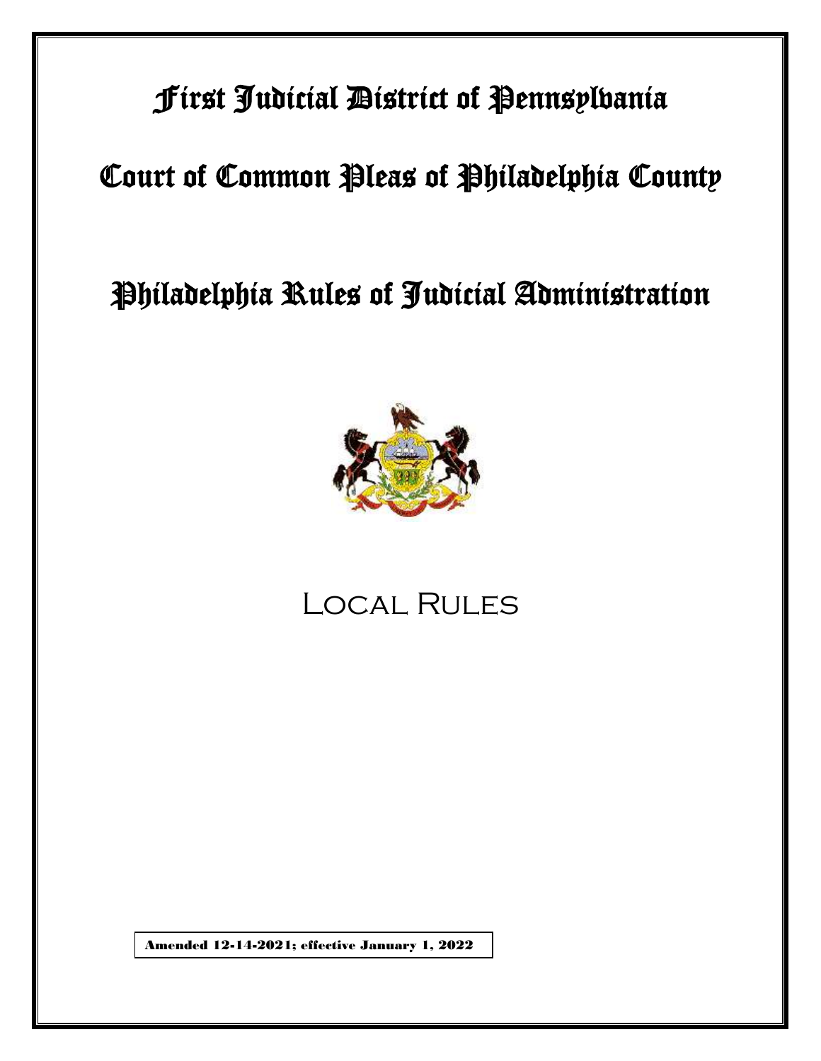# First Judicial District of Pennsylvania

# Court of Common Pleas of Philadelphia County

# Philadelphia Rules of Judicial Administration

## Local Rules

**Amended 12-14-2021; effective January 1, 2022**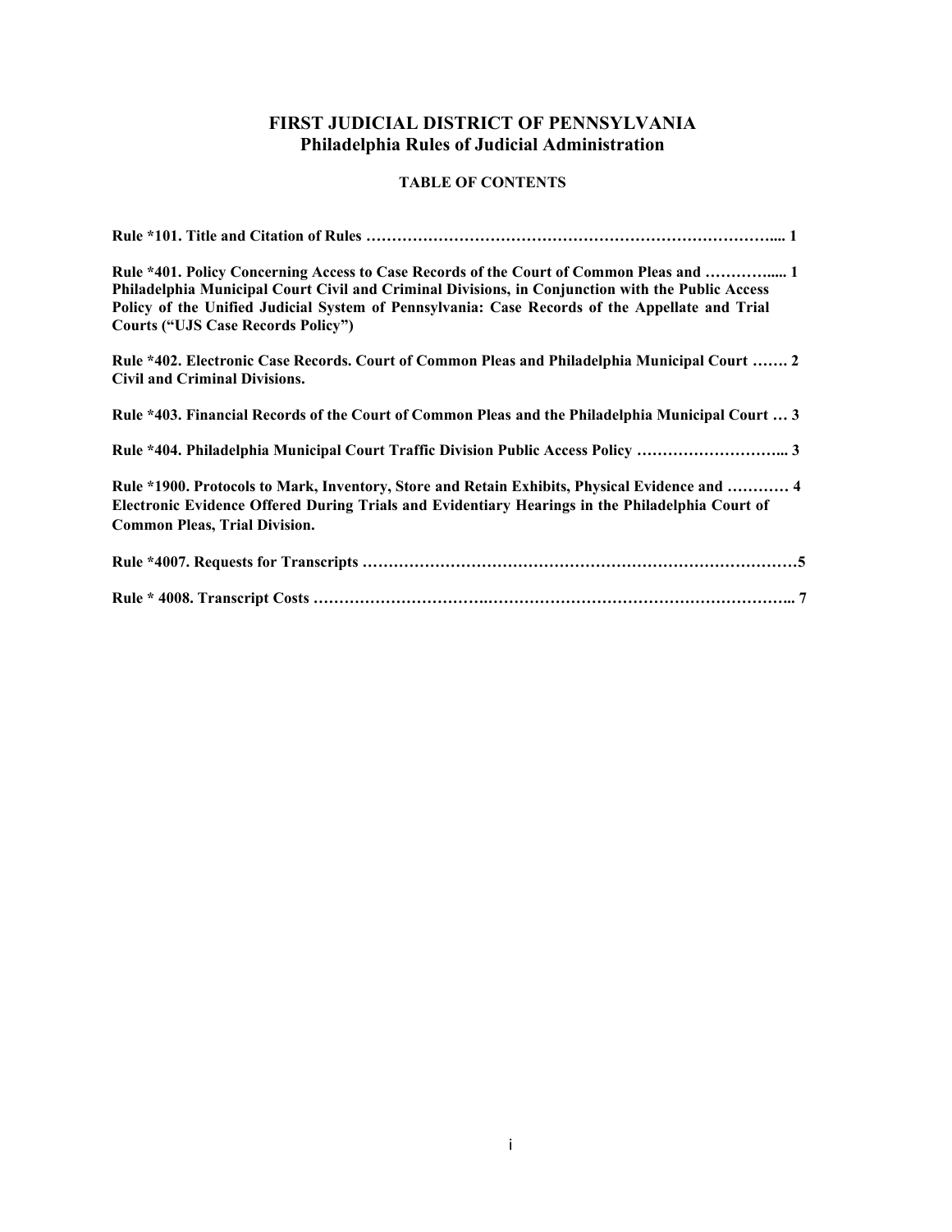# FIRST JUDICIAL DISTRICT OF PENNSYLVANIA
## Philadelphia Rules of Judicial Administration

### TABLE OF CONTENTS

**Rule *101. Title and Citation of Rules ………………………………………………………………….... 1**

**Rule *401. Policy Concerning Access to Case Records of the Court of Common Pleas and ………..... 1 Philadelphia Municipal Court Civil and Criminal Divisions, in Conjunction with the Public Access Policy of the Unified Judicial System of Pennsylvania: Case Records of the Appellate and Trial Courts ("UJS Case Records Policy")**

**Rule *402. Electronic Case Records. Court of Common Pleas and Philadelphia Municipal Court ……. 2 Civil and Criminal Divisions.**

**Rule *403. Financial Records of the Court of Common Pleas and the Philadelphia Municipal Court … 3**

**Rule *404. Philadelphia Municipal Court Traffic Division Public Access Policy ………………………... 3**

**Rule *1900. Protocols to Mark, Inventory, Store and Retain Exhibits, Physical Evidence and ………… 4 Electronic Evidence Offered During Trials and Evidentiary Hearings in the Philadelphia Court of Common Pleas, Trial Division.**

**Rule *4007. Requests for Transcripts …………………………………………………………………………5**

**Rule * 4008. Transcript Costs ………………………….…………………………………………………... 7**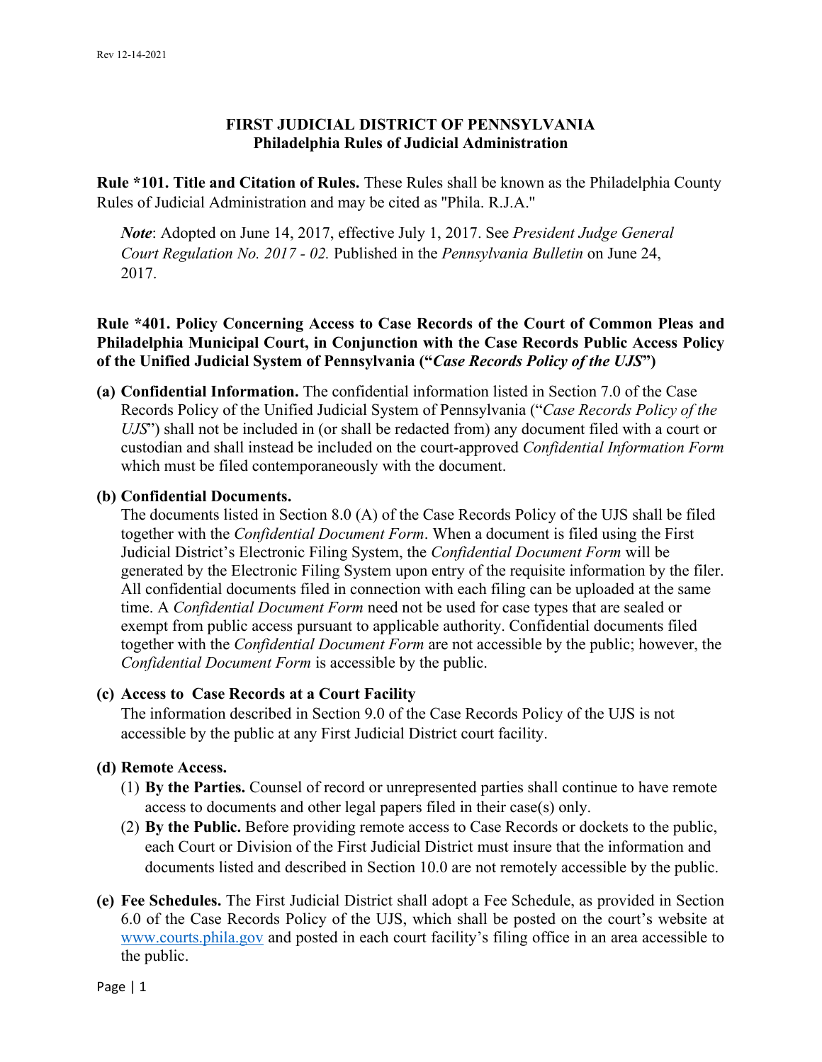## FIRST JUDICIAL DISTRICT OF PENNSYLVANIA
### Philadelphia Rules of Judicial Administration

**Rule *101. Title and Citation of Rules.** These Rules shall be known as the Philadelphia County Rules of Judicial Administration and may be cited as "Phila. R.J.A."

> ***Note***: Adopted on June 14, 2017, effective July 1, 2017. See *President Judge General Court Regulation No. 2017 - 02.* Published in the *Pennsylvania Bulletin* on June 24, 2017.

**Rule *401. Policy Concerning Access to Case Records of the Court of Common Pleas and Philadelphia Municipal Court, in Conjunction with the Case Records Public Access Policy of the Unified Judicial System of Pennsylvania ("*Case Records Policy of the UJS*")**

**(a) Confidential Information.** The confidential information listed in Section 7.0 of the Case Records Policy of the Unified Judicial System of Pennsylvania ("*Case Records Policy of the UJS*") shall not be included in (or shall be redacted from) any document filed with a court or custodian and shall instead be included on the court-approved *Confidential Information Form* which must be filed contemporaneously with the document.

**(b) Confidential Documents.**
The documents listed in Section 8.0 (A) of the Case Records Policy of the UJS shall be filed together with the *Confidential Document Form*. When a document is filed using the First Judicial District's Electronic Filing System, the *Confidential Document Form* will be generated by the Electronic Filing System upon entry of the requisite information by the filer. All confidential documents filed in connection with each filing can be uploaded at the same time. A *Confidential Document Form* need not be used for case types that are sealed or exempt from public access pursuant to applicable authority. Confidential documents filed together with the *Confidential Document Form* are not accessible by the public; however, the *Confidential Document Form* is accessible by the public.

**(c) Access to Case Records at a Court Facility**
The information described in Section 9.0 of the Case Records Policy of the UJS is not accessible by the public at any First Judicial District court facility.

**(d) Remote Access.**

(1) **By the Parties.** Counsel of record or unrepresented parties shall continue to have remote access to documents and other legal papers filed in their case(s) only.

(2) **By the Public.** Before providing remote access to Case Records or dockets to the public, each Court or Division of the First Judicial District must insure that the information and documents listed and described in Section 10.0 are not remotely accessible by the public.

**(e) Fee Schedules.** The First Judicial District shall adopt a Fee Schedule, as provided in Section 6.0 of the Case Records Policy of the UJS, which shall be posted on the court's website at www.courts.phila.gov and posted in each court facility's filing office in an area accessible to the public.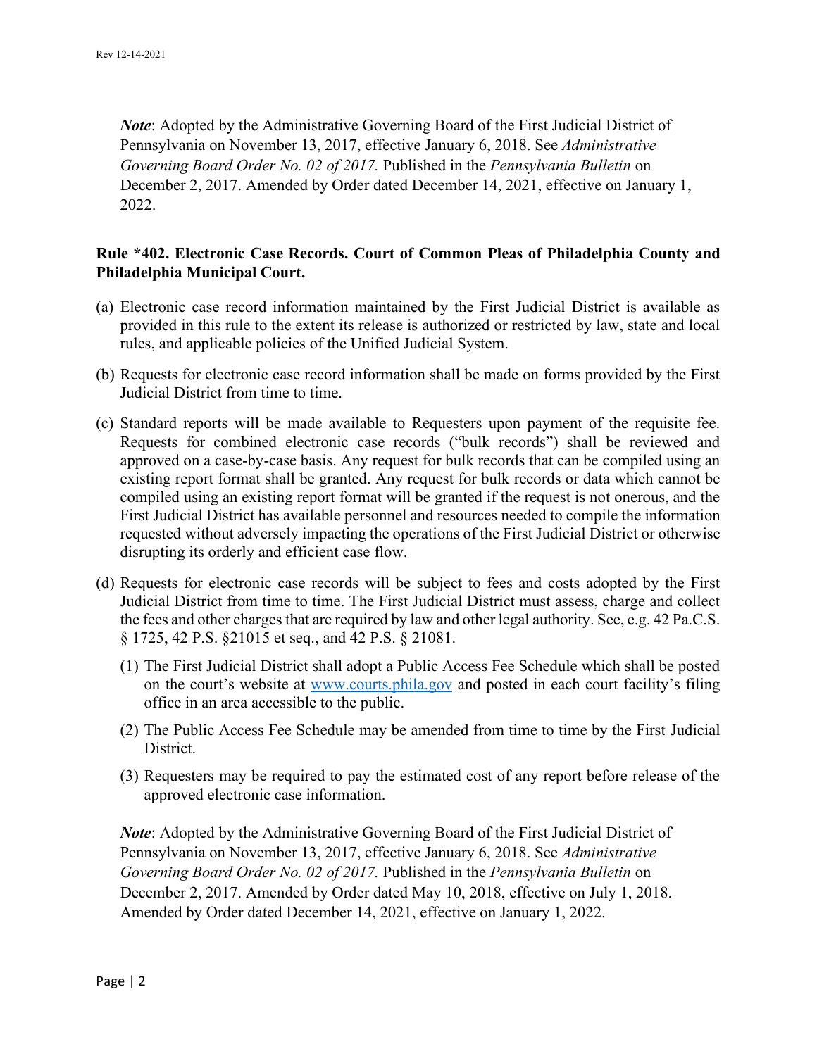*Note*: Adopted by the Administrative Governing Board of the First Judicial District of Pennsylvania on November 13, 2017, effective January 6, 2018. See *Administrative Governing Board Order No. 02 of 2017.* Published in the *Pennsylvania Bulletin* on December 2, 2017. Amended by Order dated December 14, 2021, effective on January 1, 2022.

**Rule *402. Electronic Case Records. Court of Common Pleas of Philadelphia County and Philadelphia Municipal Court.**

(a) Electronic case record information maintained by the First Judicial District is available as provided in this rule to the extent its release is authorized or restricted by law, state and local rules, and applicable policies of the Unified Judicial System.

(b) Requests for electronic case record information shall be made on forms provided by the First Judicial District from time to time.

(c) Standard reports will be made available to Requesters upon payment of the requisite fee. Requests for combined electronic case records ("bulk records") shall be reviewed and approved on a case-by-case basis. Any request for bulk records that can be compiled using an existing report format shall be granted. Any request for bulk records or data which cannot be compiled using an existing report format will be granted if the request is not onerous, and the First Judicial District has available personnel and resources needed to compile the information requested without adversely impacting the operations of the First Judicial District or otherwise disrupting its orderly and efficient case flow.

(d) Requests for electronic case records will be subject to fees and costs adopted by the First Judicial District from time to time. The First Judicial District must assess, charge and collect the fees and other charges that are required by law and other legal authority. See, e.g. 42 Pa.C.S. § 1725, 42 P.S. §21015 et seq., and 42 P.S. § 21081.

   (1) The First Judicial District shall adopt a Public Access Fee Schedule which shall be posted on the court's website at www.courts.phila.gov and posted in each court facility's filing office in an area accessible to the public.

   (2) The Public Access Fee Schedule may be amended from time to time by the First Judicial District.

   (3) Requesters may be required to pay the estimated cost of any report before release of the approved electronic case information.

*Note*: Adopted by the Administrative Governing Board of the First Judicial District of Pennsylvania on November 13, 2017, effective January 6, 2018. See *Administrative Governing Board Order No. 02 of 2017.* Published in the *Pennsylvania Bulletin* on December 2, 2017. Amended by Order dated May 10, 2018, effective on July 1, 2018. Amended by Order dated December 14, 2021, effective on January 1, 2022.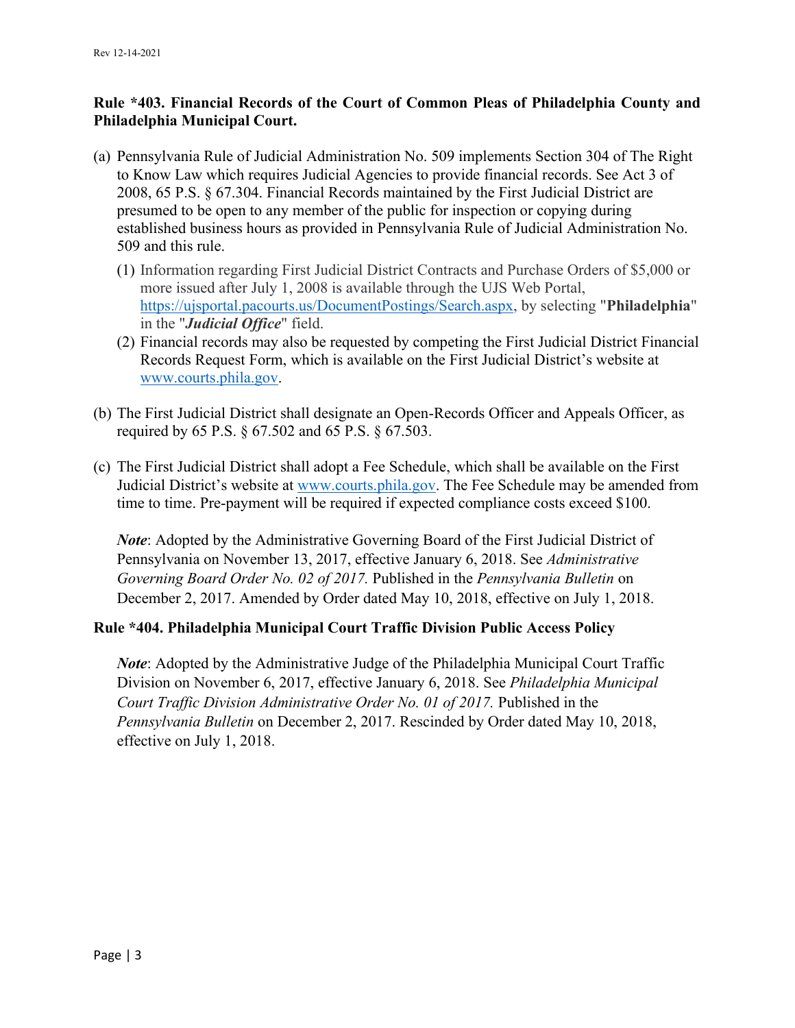**Rule *403. Financial Records of the Court of Common Pleas of Philadelphia County and Philadelphia Municipal Court.**

(a) Pennsylvania Rule of Judicial Administration No. 509 implements Section 304 of The Right to Know Law which requires Judicial Agencies to provide financial records. See Act 3 of 2008, 65 P.S. § 67.304. Financial Records maintained by the First Judicial District are presumed to be open to any member of the public for inspection or copying during established business hours as provided in Pennsylvania Rule of Judicial Administration No. 509 and this rule.

   (1) Information regarding First Judicial District Contracts and Purchase Orders of $5,000 or more issued after July 1, 2008 is available through the UJS Web Portal, https://ujsportal.pacourts.us/DocumentPostings/Search.aspx, by selecting "**Philadelphia**" in the "***Judicial Office***" field.

   (2) Financial records may also be requested by competing the First Judicial District Financial Records Request Form, which is available on the First Judicial District's website at www.courts.phila.gov.

(b) The First Judicial District shall designate an Open-Records Officer and Appeals Officer, as required by 65 P.S. § 67.502 and 65 P.S. § 67.503.

(c) The First Judicial District shall adopt a Fee Schedule, which shall be available on the First Judicial District's website at www.courts.phila.gov. The Fee Schedule may be amended from time to time. Pre-payment will be required if expected compliance costs exceed $100.

   ***Note***: Adopted by the Administrative Governing Board of the First Judicial District of Pennsylvania on November 13, 2017, effective January 6, 2018. See *Administrative Governing Board Order No. 02 of 2017.* Published in the *Pennsylvania Bulletin* on December 2, 2017. Amended by Order dated May 10, 2018, effective on July 1, 2018.

**Rule *404. Philadelphia Municipal Court Traffic Division Public Access Policy**

   ***Note***: Adopted by the Administrative Judge of the Philadelphia Municipal Court Traffic Division on November 6, 2017, effective January 6, 2018. See *Philadelphia Municipal Court Traffic Division Administrative Order No. 01 of 2017.* Published in the *Pennsylvania Bulletin* on December 2, 2017. Rescinded by Order dated May 10, 2018, effective on July 1, 2018.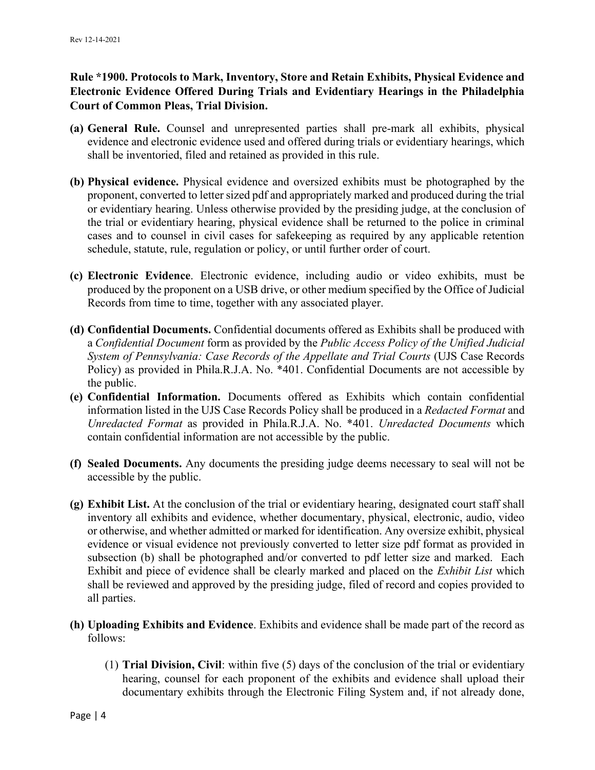**Rule *1900. Protocols to Mark, Inventory, Store and Retain Exhibits, Physical Evidence and Electronic Evidence Offered During Trials and Evidentiary Hearings in the Philadelphia Court of Common Pleas, Trial Division.**

**(a) General Rule.** Counsel and unrepresented parties shall pre-mark all exhibits, physical evidence and electronic evidence used and offered during trials or evidentiary hearings, which shall be inventoried, filed and retained as provided in this rule.

**(b) Physical evidence.** Physical evidence and oversized exhibits must be photographed by the proponent, converted to letter sized pdf and appropriately marked and produced during the trial or evidentiary hearing. Unless otherwise provided by the presiding judge, at the conclusion of the trial or evidentiary hearing, physical evidence shall be returned to the police in criminal cases and to counsel in civil cases for safekeeping as required by any applicable retention schedule, statute, rule, regulation or policy, or until further order of court.

**(c) Electronic Evidence**. Electronic evidence, including audio or video exhibits, must be produced by the proponent on a USB drive, or other medium specified by the Office of Judicial Records from time to time, together with any associated player.

**(d) Confidential Documents.** Confidential documents offered as Exhibits shall be produced with a *Confidential Document* form as provided by the *Public Access Policy of the Unified Judicial System of Pennsylvania: Case Records of the Appellate and Trial Courts* (UJS Case Records Policy) as provided in Phila.R.J.A. No. *401. Confidential Documents are not accessible by the public.

**(e) Confidential Information.** Documents offered as Exhibits which contain confidential information listed in the UJS Case Records Policy shall be produced in a *Redacted Format* and *Unredacted Format* as provided in Phila.R.J.A. No. *401. *Unredacted Documents* which contain confidential information are not accessible by the public.

**(f) Sealed Documents.** Any documents the presiding judge deems necessary to seal will not be accessible by the public.

**(g) Exhibit List.** At the conclusion of the trial or evidentiary hearing, designated court staff shall inventory all exhibits and evidence, whether documentary, physical, electronic, audio, video or otherwise, and whether admitted or marked for identification. Any oversize exhibit, physical evidence or visual evidence not previously converted to letter size pdf format as provided in subsection (b) shall be photographed and/or converted to pdf letter size and marked. Each Exhibit and piece of evidence shall be clearly marked and placed on the *Exhibit List* which shall be reviewed and approved by the presiding judge, filed of record and copies provided to all parties.

**(h) Uploading Exhibits and Evidence**. Exhibits and evidence shall be made part of the record as follows:

(1) **Trial Division, Civil**: within five (5) days of the conclusion of the trial or evidentiary hearing, counsel for each proponent of the exhibits and evidence shall upload their documentary exhibits through the Electronic Filing System and, if not already done,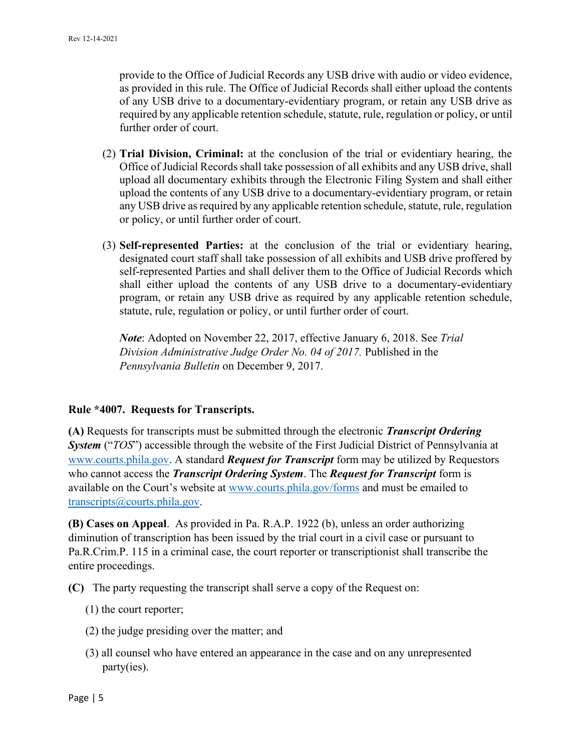provide to the Office of Judicial Records any USB drive with audio or video evidence, as provided in this rule. The Office of Judicial Records shall either upload the contents of any USB drive to a documentary-evidentiary program, or retain any USB drive as required by any applicable retention schedule, statute, rule, regulation or policy, or until further order of court.

(2) **Trial Division, Criminal:** at the conclusion of the trial or evidentiary hearing, the Office of Judicial Records shall take possession of all exhibits and any USB drive, shall upload all documentary exhibits through the Electronic Filing System and shall either upload the contents of any USB drive to a documentary-evidentiary program, or retain any USB drive as required by any applicable retention schedule, statute, rule, regulation or policy, or until further order of court.

(3) **Self-represented Parties:** at the conclusion of the trial or evidentiary hearing, designated court staff shall take possession of all exhibits and USB drive proffered by self-represented Parties and shall deliver them to the Office of Judicial Records which shall either upload the contents of any USB drive to a documentary-evidentiary program, or retain any USB drive as required by any applicable retention schedule, statute, rule, regulation or policy, or until further order of court.

***Note***: Adopted on November 22, 2017, effective January 6, 2018. See *Trial Division Administrative Judge Order No. 04 of 2017.* Published in the *Pennsylvania Bulletin* on December 9, 2017.

**Rule *4007. Requests for Transcripts.**

**(A)** Requests for transcripts must be submitted through the electronic ***Transcript Ordering System*** ("*TOS*") accessible through the website of the First Judicial District of Pennsylvania at www.courts.phila.gov. A standard ***Request for Transcript*** form may be utilized by Requestors who cannot access the ***Transcript Ordering System***. The ***Request for Transcript*** form is available on the Court's website at www.courts.phila.gov/forms and must be emailed to transcripts@courts.phila.gov.

**(B) Cases on Appeal**. As provided in Pa. R.A.P. 1922 (b), unless an order authorizing diminution of transcription has been issued by the trial court in a civil case or pursuant to Pa.R.Crim.P. 115 in a criminal case, the court reporter or transcriptionist shall transcribe the entire proceedings.

**(C)** The party requesting the transcript shall serve a copy of the Request on:

(1) the court reporter;

(2) the judge presiding over the matter; and

(3) all counsel who have entered an appearance in the case and on any unrepresented party(ies).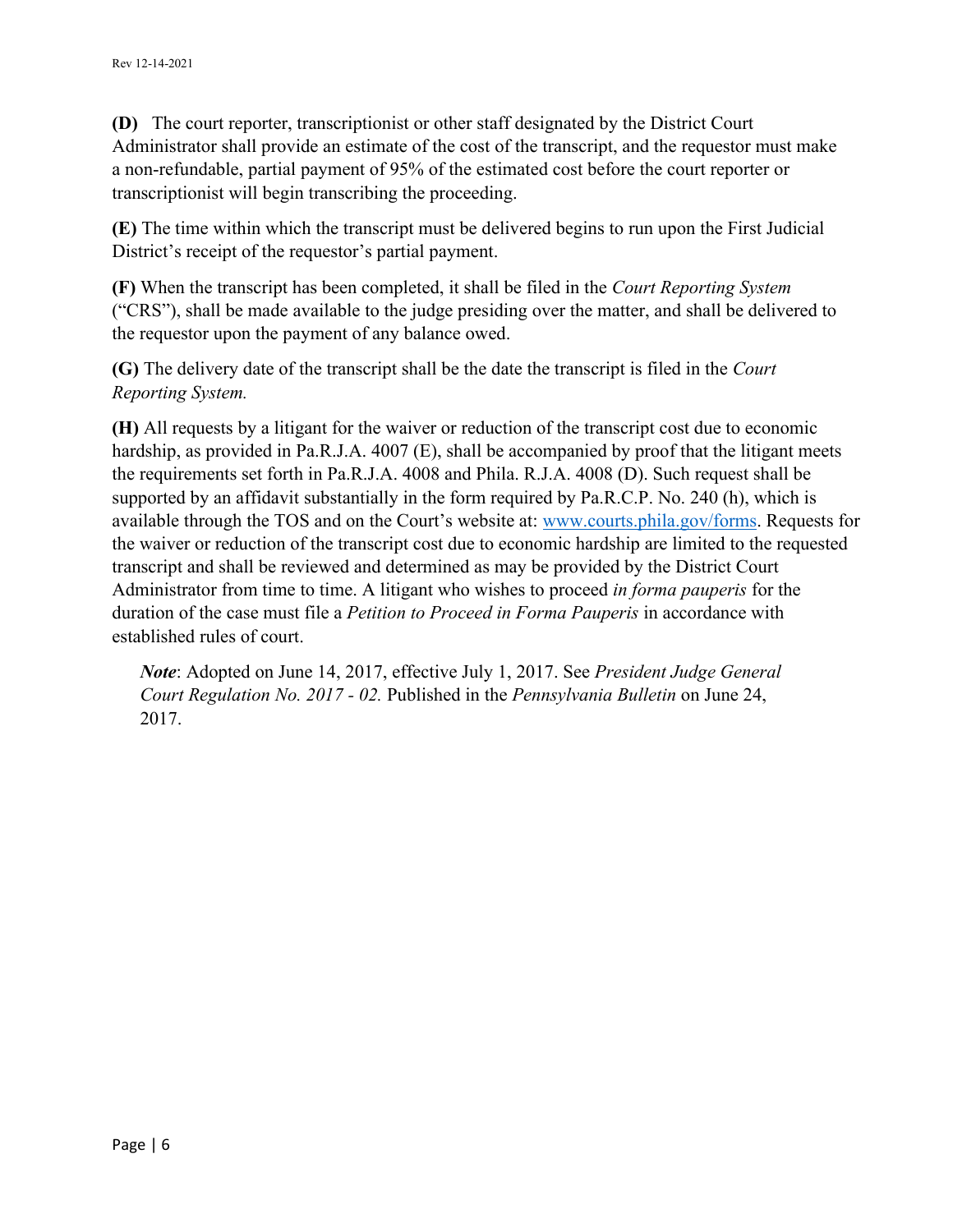**(D)** The court reporter, transcriptionist or other staff designated by the District Court Administrator shall provide an estimate of the cost of the transcript, and the requestor must make a non-refundable, partial payment of 95% of the estimated cost before the court reporter or transcriptionist will begin transcribing the proceeding.

**(E)** The time within which the transcript must be delivered begins to run upon the First Judicial District's receipt of the requestor's partial payment.

**(F)** When the transcript has been completed, it shall be filed in the *Court Reporting System* ("CRS"), shall be made available to the judge presiding over the matter, and shall be delivered to the requestor upon the payment of any balance owed.

**(G)** The delivery date of the transcript shall be the date the transcript is filed in the *Court Reporting System.*

**(H)** All requests by a litigant for the waiver or reduction of the transcript cost due to economic hardship, as provided in Pa.R.J.A. 4007 (E), shall be accompanied by proof that the litigant meets the requirements set forth in Pa.R.J.A. 4008 and Phila. R.J.A. 4008 (D). Such request shall be supported by an affidavit substantially in the form required by Pa.R.C.P. No. 240 (h), which is available through the TOS and on the Court's website at: [www.courts.phila.gov/forms](http://www.courts.phila.gov/forms). Requests for the waiver or reduction of the transcript cost due to economic hardship are limited to the requested transcript and shall be reviewed and determined as may be provided by the District Court Administrator from time to time. A litigant who wishes to proceed *in forma pauperis* for the duration of the case must file a *Petition to Proceed in Forma Pauperis* in accordance with established rules of court.

> ***Note***: Adopted on June 14, 2017, effective July 1, 2017. See *President Judge General Court Regulation No. 2017 - 02.* Published in the *Pennsylvania Bulletin* on June 24, 2017.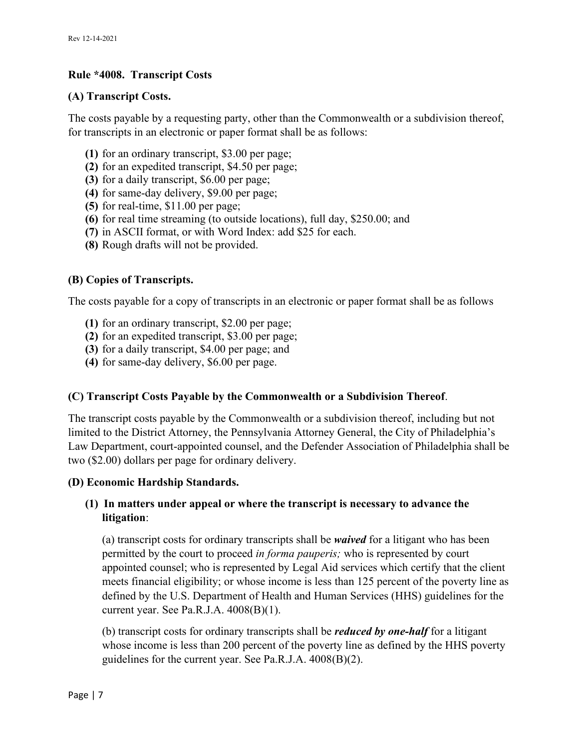## Rule *4008. Transcript Costs

### (A) Transcript Costs.

The costs payable by a requesting party, other than the Commonwealth or a subdivision thereof, for transcripts in an electronic or paper format shall be as follows:

- **(1)** for an ordinary transcript, $3.00 per page;
- **(2)** for an expedited transcript, $4.50 per page;
- **(3)** for a daily transcript, $6.00 per page;
- **(4)** for same-day delivery, $9.00 per page;
- **(5)** for real-time, $11.00 per page;
- **(6)** for real time streaming (to outside locations), full day, $250.00; and
- **(7)** in ASCII format, or with Word Index: add $25 for each.
- **(8)** Rough drafts will not be provided.

### (B) Copies of Transcripts.

The costs payable for a copy of transcripts in an electronic or paper format shall be as follows

- **(1)** for an ordinary transcript, $2.00 per page;
- **(2)** for an expedited transcript, $3.00 per page;
- **(3)** for a daily transcript, $4.00 per page; and
- **(4)** for same-day delivery, $6.00 per page.

### (C) Transcript Costs Payable by the Commonwealth or a Subdivision Thereof.

The transcript costs payable by the Commonwealth or a subdivision thereof, including but not limited to the District Attorney, the Pennsylvania Attorney General, the City of Philadelphia's Law Department, court-appointed counsel, and the Defender Association of Philadelphia shall be two ($2.00) dollars per page for ordinary delivery.

### (D) Economic Hardship Standards.

**(1) In matters under appeal or where the transcript is necessary to advance the litigation**:

(a) transcript costs for ordinary transcripts shall be ***waived*** for a litigant who has been permitted by the court to proceed *in forma pauperis;* who is represented by court appointed counsel; who is represented by Legal Aid services which certify that the client meets financial eligibility; or whose income is less than 125 percent of the poverty line as defined by the U.S. Department of Health and Human Services (HHS) guidelines for the current year. See Pa.R.J.A. 4008(B)(1).

(b) transcript costs for ordinary transcripts shall be ***reduced by one-half*** for a litigant whose income is less than 200 percent of the poverty line as defined by the HHS poverty guidelines for the current year. See Pa.R.J.A. 4008(B)(2).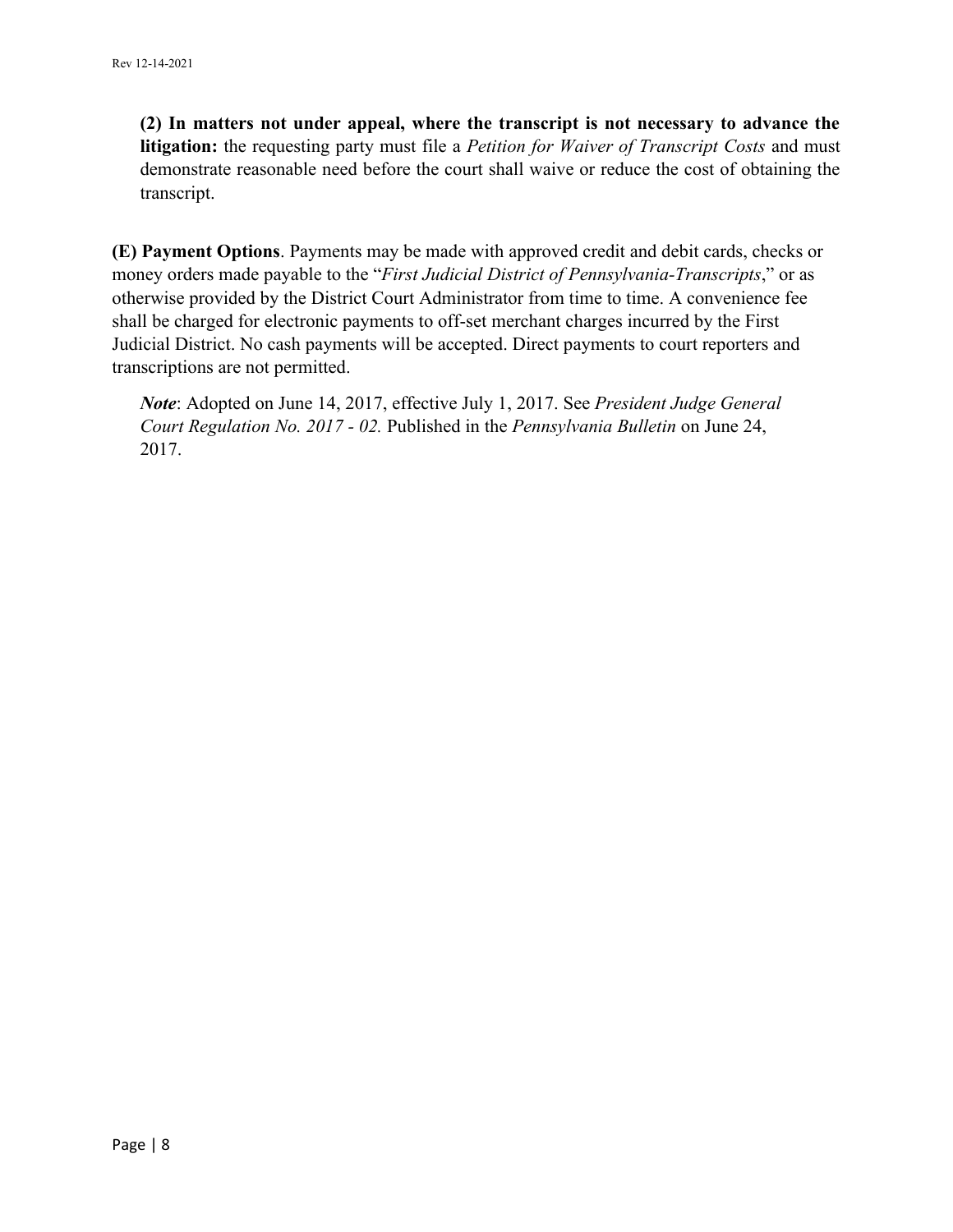**(2) In matters not under appeal, where the transcript is not necessary to advance the litigation:** the requesting party must file a *Petition for Waiver of Transcript Costs* and must demonstrate reasonable need before the court shall waive or reduce the cost of obtaining the transcript.

**(E) Payment Options**. Payments may be made with approved credit and debit cards, checks or money orders made payable to the "*First Judicial District of Pennsylvania-Transcripts*," or as otherwise provided by the District Court Administrator from time to time. A convenience fee shall be charged for electronic payments to off-set merchant charges incurred by the First Judicial District. No cash payments will be accepted. Direct payments to court reporters and transcriptions are not permitted.

***Note***: Adopted on June 14, 2017, effective July 1, 2017. See *President Judge General Court Regulation No. 2017 - 02.* Published in the *Pennsylvania Bulletin* on June 24, 2017.